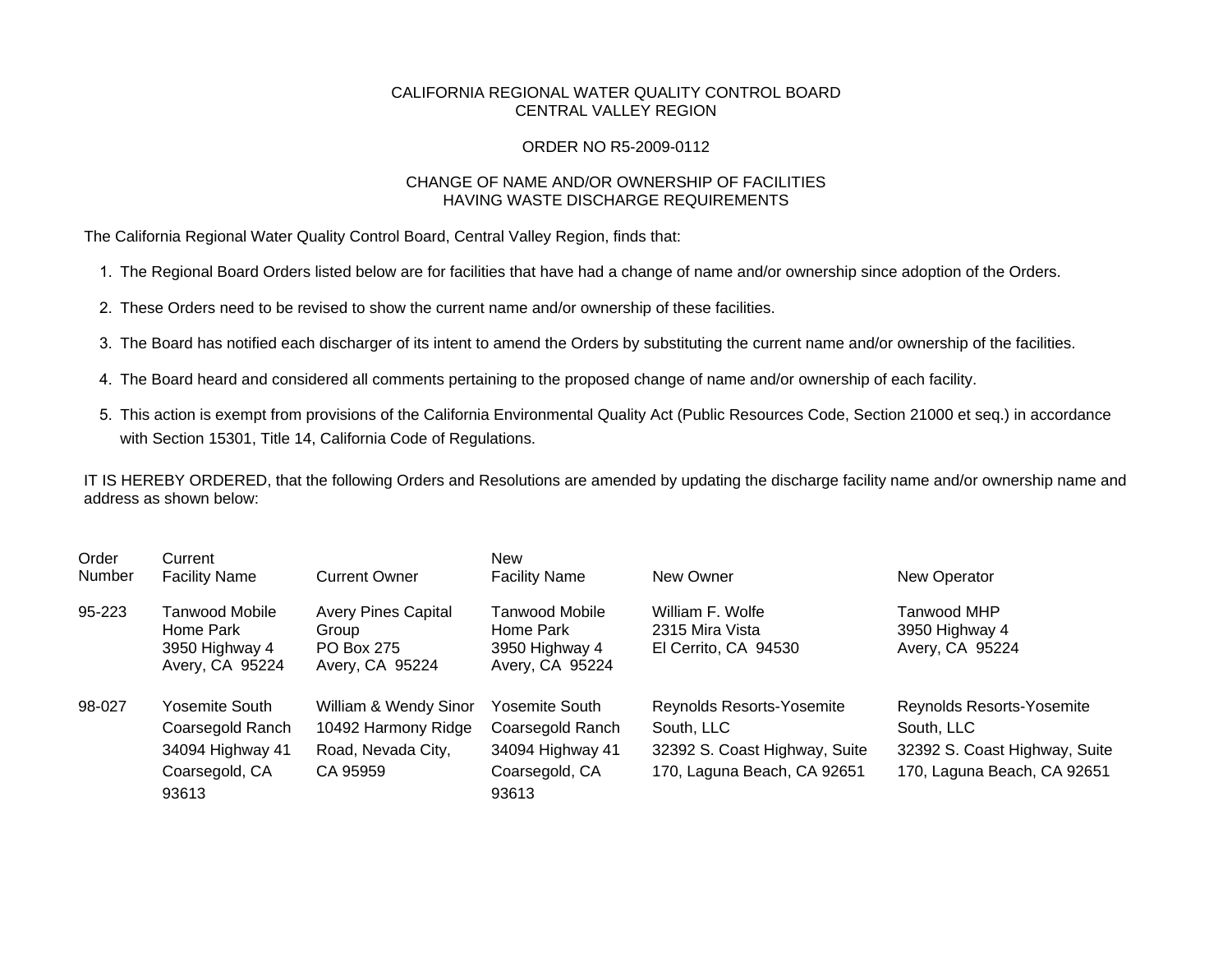CALIFORNIA REGIONAL WATER QUALITY CONTROL BOARD
CENTRAL VALLEY REGION

ORDER NO R5-2009-0112

CHANGE OF NAME AND/OR OWNERSHIP OF FACILITIES
HAVING WASTE DISCHARGE REQUIREMENTS

The California Regional Water Quality Control Board, Central Valley Region, finds that:

1. The Regional Board Orders listed below are for facilities that have had a change of name and/or ownership since adoption of the Orders.
2. These Orders need to be revised to show the current name and/or ownership of these facilities.
3. The Board has notified each discharger of its intent to amend the Orders by substituting the current name and/or ownership of the facilities.
4. The Board heard and considered all comments pertaining to the proposed change of name and/or ownership of each facility.
5. This action is exempt from provisions of the California Environmental Quality Act (Public Resources Code, Section 21000 et seq.) in accordance with Section 15301, Title 14, California Code of Regulations.

IT IS HEREBY ORDERED, that the following Orders and Resolutions are amended by updating the discharge facility name and/or ownership name and address as shown below:

| Order Number | Current Facility Name | Current Owner | New Facility Name | New Owner | New Operator |
|---|---|---|---|---|---|
| 95-223 | Tanwood Mobile Home Park 3950 Highway 4 Avery, CA 95224 | Avery Pines Capital Group PO Box 275 Avery, CA 95224 | Tanwood Mobile Home Park 3950 Highway 4 Avery, CA 95224 | William F. Wolfe 2315 Mira Vista El Cerrito, CA 94530 | Tanwood MHP 3950 Highway 4 Avery, CA 95224 |
| 98-027 | Yosemite South Coarsegold Ranch 34094 Highway 41 Coarsegold, CA 93613 | William & Wendy Sinor 10492 Harmony Ridge Road, Nevada City, CA 95959 | Yosemite South Coarsegold Ranch 34094 Highway 41 Coarsegold, CA 93613 | Reynolds Resorts-Yosemite South, LLC 32392 S. Coast Highway, Suite 170, Laguna Beach, CA 92651 | Reynolds Resorts-Yosemite South, LLC 32392 S. Coast Highway, Suite 170, Laguna Beach, CA 92651 |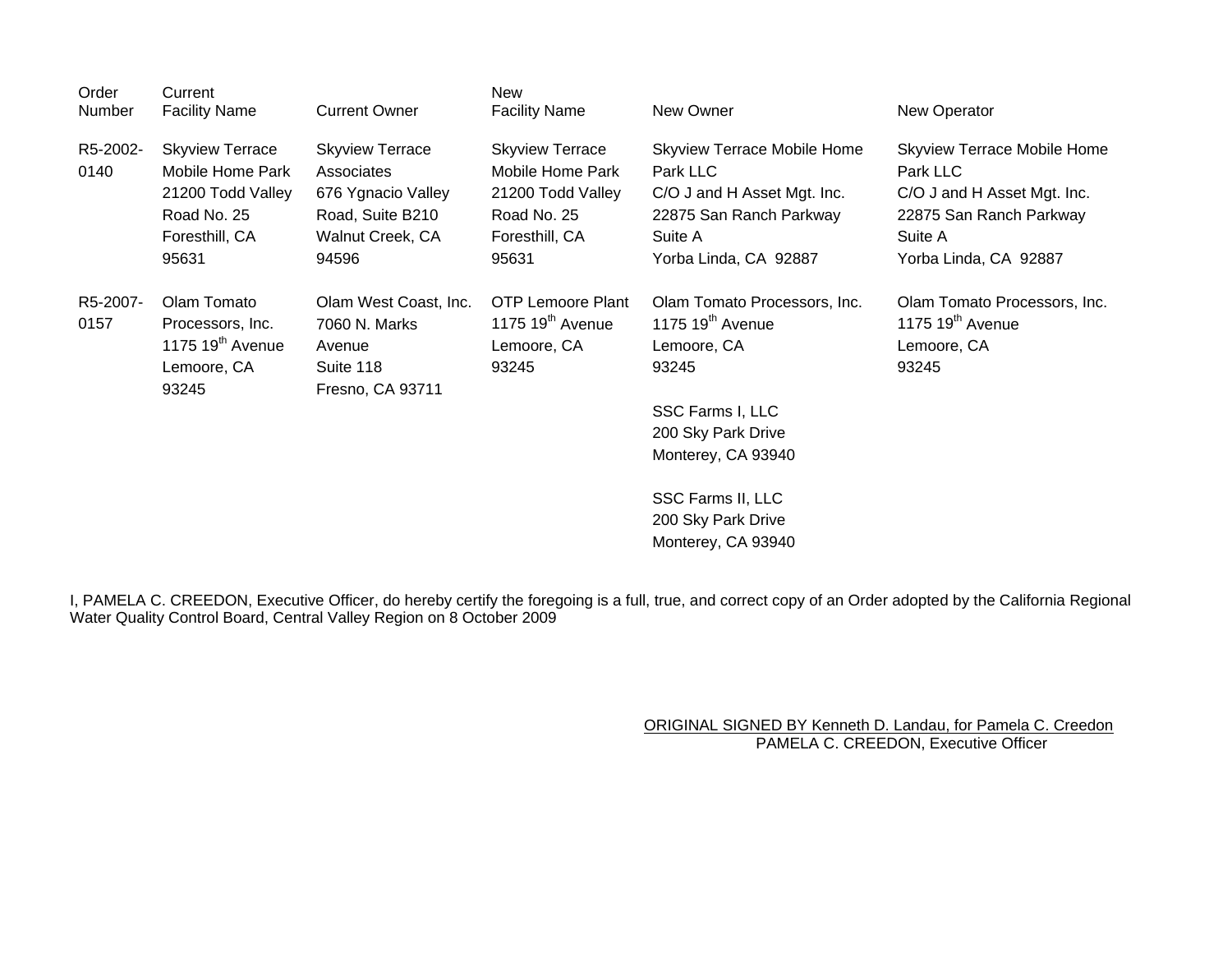| Order Number | Current Facility Name | Current Owner | New Facility Name | New Owner | New Operator |
|---|---|---|---|---|---|
| R5-2002-0140 | Skyview Terrace Mobile Home Park 21200 Todd Valley Road No. 25 Foresthill, CA 95631 | Skyview Terrace Associates 676 Ygnacio Valley Road, Suite B210 Walnut Creek, CA 94596 | Skyview Terrace Mobile Home Park 21200 Todd Valley Road No. 25 Foresthill, CA 95631 | Skyview Terrace Mobile Home Park LLC C/O J and H Asset Mgt. Inc. 22875 San Ranch Parkway Suite A Yorba Linda, CA 92887 | Skyview Terrace Mobile Home Park LLC C/O J and H Asset Mgt. Inc. 22875 San Ranch Parkway Suite A Yorba Linda, CA 92887 |
| R5-2007-0157 | Olam Tomato Processors, Inc. 1175 19th Avenue Lemoore, CA 93245 | Olam West Coast, Inc. 7060 N. Marks Avenue Suite 118 Fresno, CA 93711 | OTP Lemoore Plant 1175 19th Avenue Lemoore, CA 93245 | Olam Tomato Processors, Inc. 1175 19th Avenue Lemoore, CA 93245<br><br>SSC Farms I, LLC 200 Sky Park Drive Monterey, CA 93940<br><br>SSC Farms II, LLC 200 Sky Park Drive Monterey, CA 93940 | Olam Tomato Processors, Inc. 1175 19th Avenue Lemoore, CA 93245 |

I, PAMELA C. CREEDON, Executive Officer, do hereby certify the foregoing is a full, true, and correct copy of an Order adopted by the California Regional Water Quality Control Board, Central Valley Region on 8 October 2009

ORIGINAL SIGNED BY Kenneth D. Landau, for Pamela C. Creedon
PAMELA C. CREEDON, Executive Officer